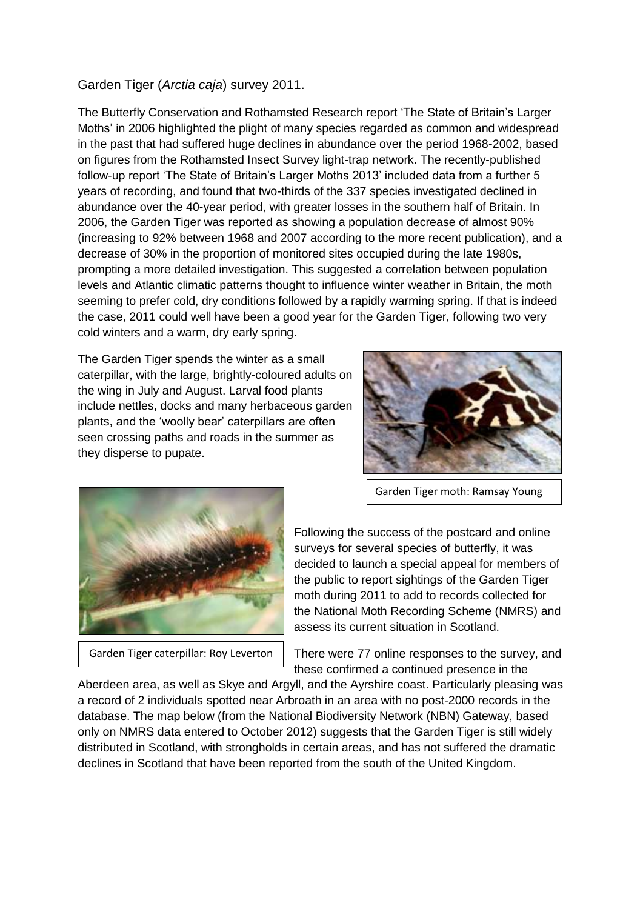Garden Tiger (*Arctia caja*) survey 2011.

The Butterfly Conservation and Rothamsted Research report 'The State of Britain's Larger Moths' in 2006 highlighted the plight of many species regarded as common and widespread in the past that had suffered huge declines in abundance over the period 1968-2002, based on figures from the Rothamsted Insect Survey light-trap network. The recently-published follow-up report 'The State of Britain's Larger Moths 2013' included data from a further 5 years of recording, and found that two-thirds of the 337 species investigated declined in abundance over the 40-year period, with greater losses in the southern half of Britain. In 2006, the Garden Tiger was reported as showing a population decrease of almost 90% (increasing to 92% between 1968 and 2007 according to the more recent publication), and a decrease of 30% in the proportion of monitored sites occupied during the late 1980s, prompting a more detailed investigation. This suggested a correlation between population levels and Atlantic climatic patterns thought to influence winter weather in Britain, the moth seeming to prefer cold, dry conditions followed by a rapidly warming spring. If that is indeed the case, 2011 could well have been a good year for the Garden Tiger, following two very cold winters and a warm, dry early spring.

The Garden Tiger spends the winter as a small caterpillar, with the large, brightly-coloured adults on the wing in July and August. Larval food plants include nettles, docks and many herbaceous garden plants, and the 'woolly bear' caterpillars are often seen crossing paths and roads in the summer as they disperse to pupate.

Garden Tiger moth: Ramsay Young

Garden Tiger caterpillar: Roy Leverton

Following the success of the postcard and online surveys for several species of butterfly, it was decided to launch a special appeal for members of the public to report sightings of the Garden Tiger moth during 2011 to add to records collected for the National Moth Recording Scheme (NMRS) and assess its current situation in Scotland.

There were 77 online responses to the survey, and these confirmed a continued presence in the Aberdeen area, as well as Skye and Argyll, and the Ayrshire coast. Particularly pleasing was a record of 2 individuals spotted near Arbroath in an area with no post-2000 records in the database. The map below (from the National Biodiversity Network (NBN) Gateway, based only on NMRS data entered to October 2012) suggests that the Garden Tiger is still widely distributed in Scotland, with strongholds in certain areas, and has not suffered the dramatic declines in Scotland that have been reported from the south of the United Kingdom.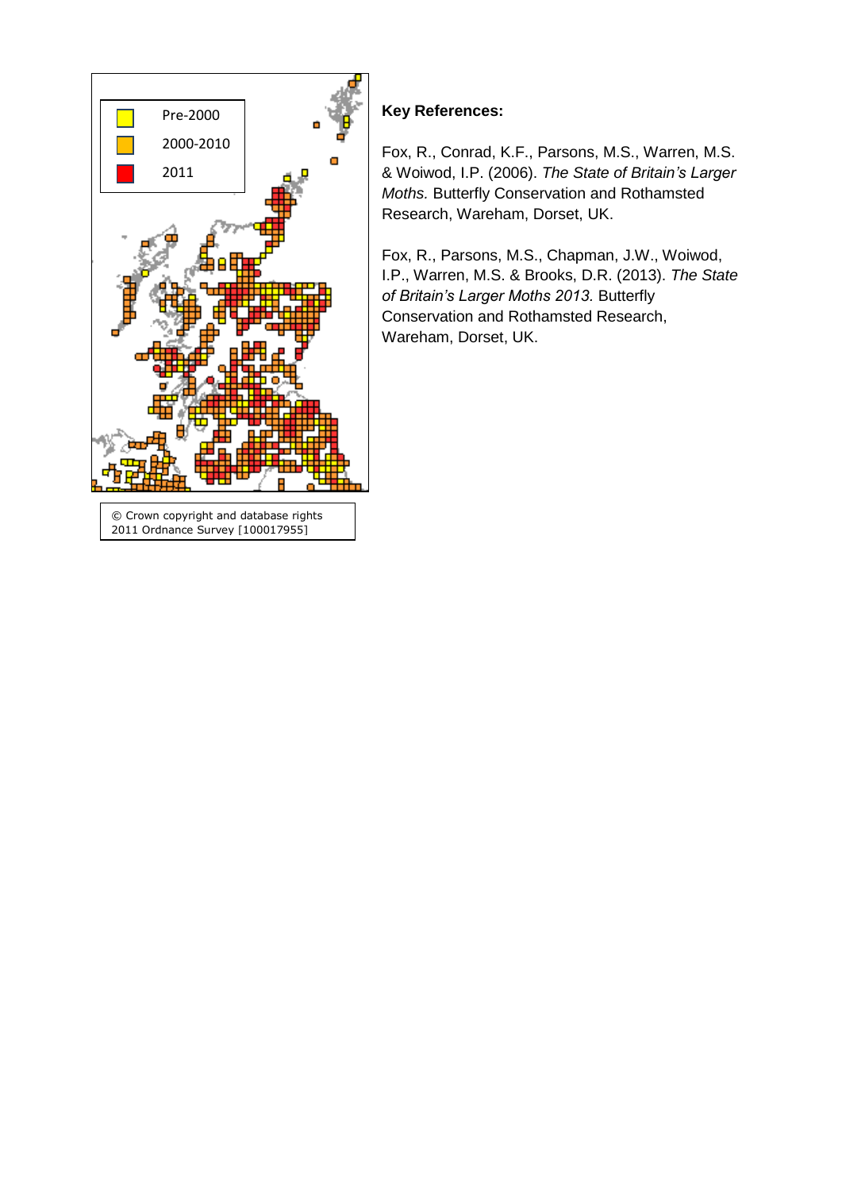Pre-2000

2000-2010

2011

© Crown copyright and database rights 2011 Ordnance Survey [100017955]

**Key References:**

Fox, R., Conrad, K.F., Parsons, M.S., Warren, M.S. & Woiwod, I.P. (2006). *The State of Britain's Larger Moths.* Butterfly Conservation and Rothamsted Research, Wareham, Dorset, UK.

Fox, R., Parsons, M.S., Chapman, J.W., Woiwod, I.P., Warren, M.S. & Brooks, D.R. (2013). *The State of Britain's Larger Moths 2013.* Butterfly Conservation and Rothamsted Research, Wareham, Dorset, UK.